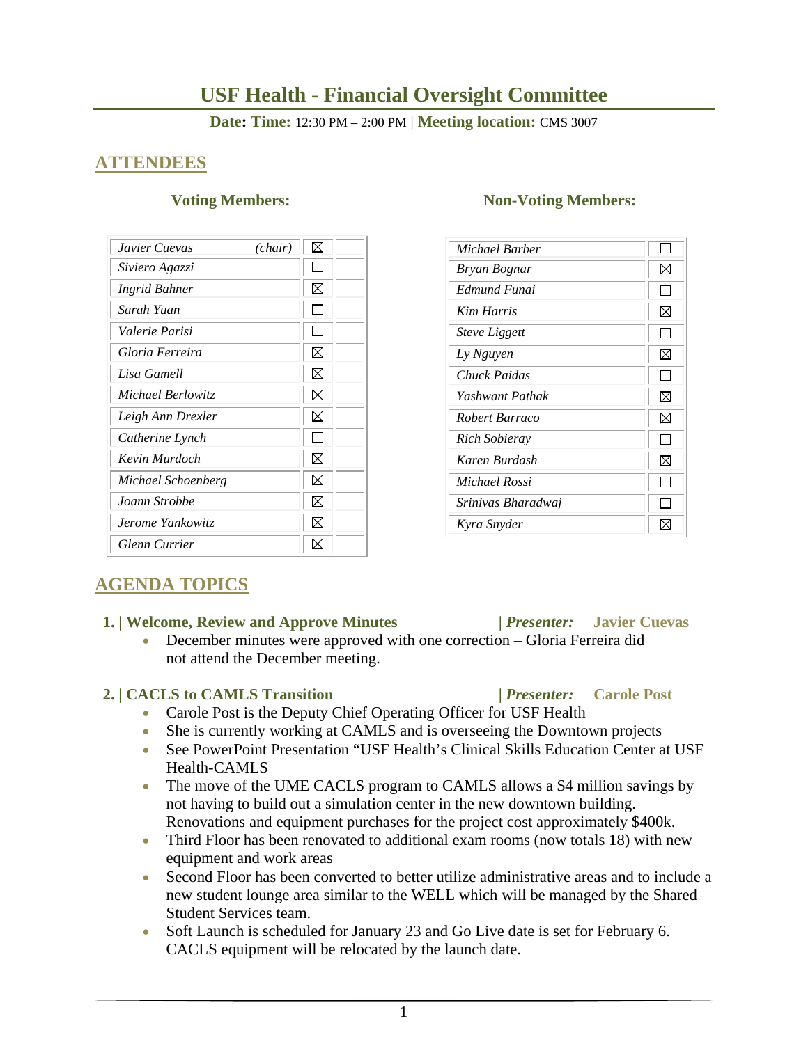# USF Health - Financial Oversight Committee

**Date: Time:** 12:30 PM – 2:00 PM | **Meeting location:** CMS 3007

## ATTENDEES

### Voting Members:

| Name | Present | |
|---|---|---|
| *Javier Cuevas (chair)* | ☒ | |
| *Siviero Agazzi* | ☐ | |
| *Ingrid Bahner* | ☒ | |
| *Sarah Yuan* | ☐ | |
| *Valerie Parisi* | ☐ | |
| *Gloria Ferreira* | ☒ | |
| *Lisa Gamell* | ☒ | |
| *Michael Berlowitz* | ☒ | |
| *Leigh Ann Drexler* | ☒ | |
| *Catherine Lynch* | ☐ | |
| *Kevin Murdoch* | ☒ | |
| *Michael Schoenberg* | ☒ | |
| *Joann Strobbe* | ☒ | |
| *Jerome Yankowitz* | ☒ | |
| *Glenn Currier* | ☒ | |

### Non-Voting Members:

| Name | Present |
|---|---|
| *Michael Barber* | ☐ |
| *Bryan Bognar* | ☒ |
| *Edmund Funai* | ☐ |
| *Kim Harris* | ☒ |
| *Steve Liggett* | ☐ |
| *Ly Nguyen* | ☒ |
| *Chuck Paidas* | ☐ |
| *Yashwant Pathak* | ☒ |
| *Robert Barraco* | ☒ |
| *Rich Sobieray* | ☐ |
| *Karen Burdash* | ☒ |
| *Michael Rossi* | ☐ |
| *Srinivas Bharadwaj* | ☐ |
| *Kyra Snyder* | ☒ |

## AGENDA TOPICS

### 1. | Welcome, Review and Approve Minutes | *Presenter:* Javier Cuevas

- December minutes were approved with one correction – Gloria Ferreira did not attend the December meeting.

### 2. | CACLS to CAMLS Transition | *Presenter:* Carole Post

- Carole Post is the Deputy Chief Operating Officer for USF Health
- She is currently working at CAMLS and is overseeing the Downtown projects
- See PowerPoint Presentation "USF Health's Clinical Skills Education Center at USF Health-CAMLS
- The move of the UME CACLS program to CAMLS allows a $4 million savings by not having to build out a simulation center in the new downtown building. Renovations and equipment purchases for the project cost approximately $400k.
- Third Floor has been renovated to additional exam rooms (now totals 18) with new equipment and work areas
- Second Floor has been converted to better utilize administrative areas and to include a new student lounge area similar to the WELL which will be managed by the Shared Student Services team.
- Soft Launch is scheduled for January 23 and Go Live date is set for February 6. CACLS equipment will be relocated by the launch date.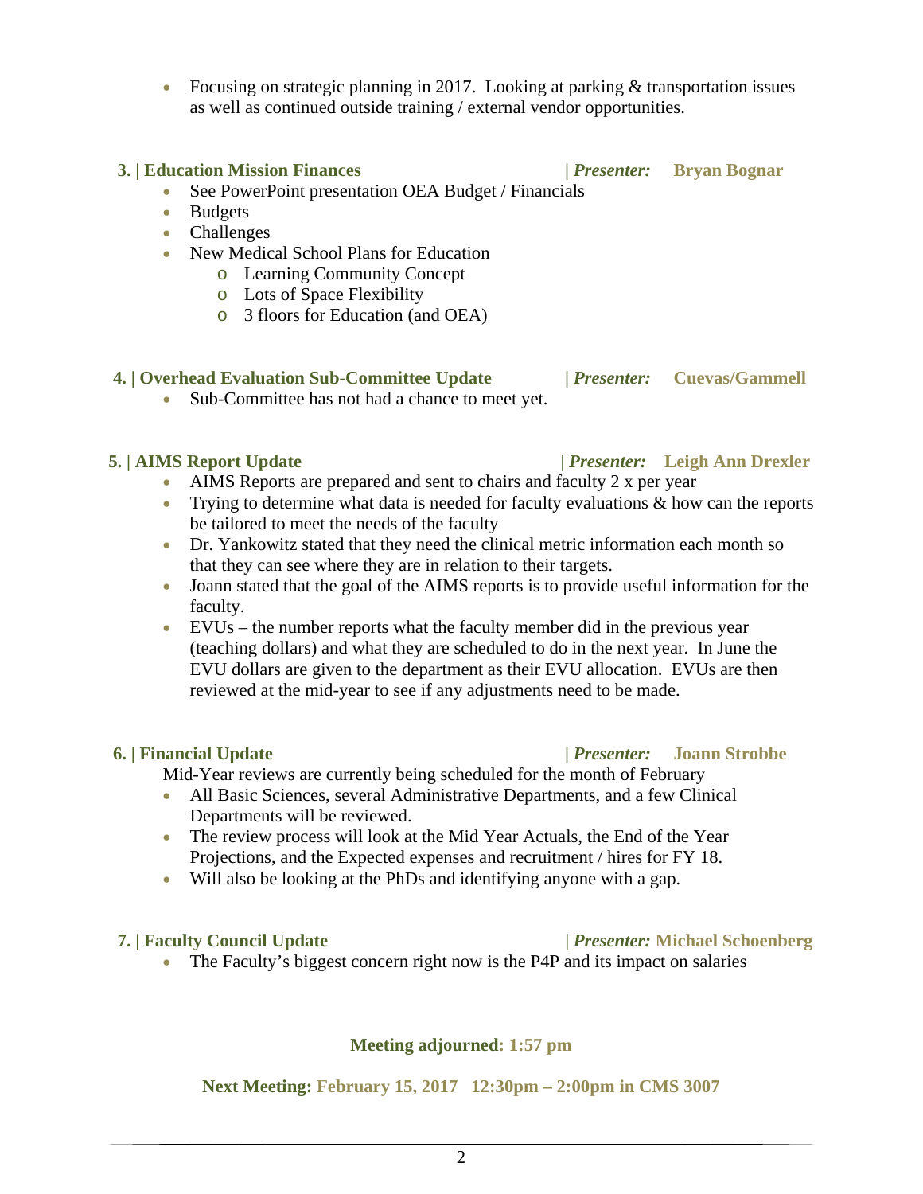- Focusing on strategic planning in 2017. Looking at parking & transportation issues as well as continued outside training / external vendor opportunities.

**3. | Education Mission Finances** | ***Presenter:*** **Bryan Bognar**

- See PowerPoint presentation OEA Budget / Financials
- Budgets
- Challenges
- New Medical School Plans for Education
  - Learning Community Concept
  - Lots of Space Flexibility
  - 3 floors for Education (and OEA)

**4. | Overhead Evaluation Sub-Committee Update** | ***Presenter:*** **Cuevas/Gammell**

- Sub-Committee has not had a chance to meet yet.

**5. | AIMS Report Update** | ***Presenter:*** **Leigh Ann Drexler**

- AIMS Reports are prepared and sent to chairs and faculty 2 x per year
- Trying to determine what data is needed for faculty evaluations & how can the reports be tailored to meet the needs of the faculty
- Dr. Yankowitz stated that they need the clinical metric information each month so that they can see where they are in relation to their targets.
- Joann stated that the goal of the AIMS reports is to provide useful information for the faculty.
- EVUs – the number reports what the faculty member did in the previous year (teaching dollars) and what they are scheduled to do in the next year. In June the EVU dollars are given to the department as their EVU allocation. EVUs are then reviewed at the mid-year to see if any adjustments need to be made.

**6. | Financial Update** | ***Presenter:*** **Joann Strobbe**

Mid-Year reviews are currently being scheduled for the month of February

- All Basic Sciences, several Administrative Departments, and a few Clinical Departments will be reviewed.
- The review process will look at the Mid Year Actuals, the End of the Year Projections, and the Expected expenses and recruitment / hires for FY 18.
- Will also be looking at the PhDs and identifying anyone with a gap.

**7. | Faculty Council Update** | ***Presenter:*** **Michael Schoenberg**

- The Faculty's biggest concern right now is the P4P and its impact on salaries

**Meeting adjourned: 1:57 pm**

**Next Meeting: February 15, 2017 12:30pm – 2:00pm in CMS 3007**